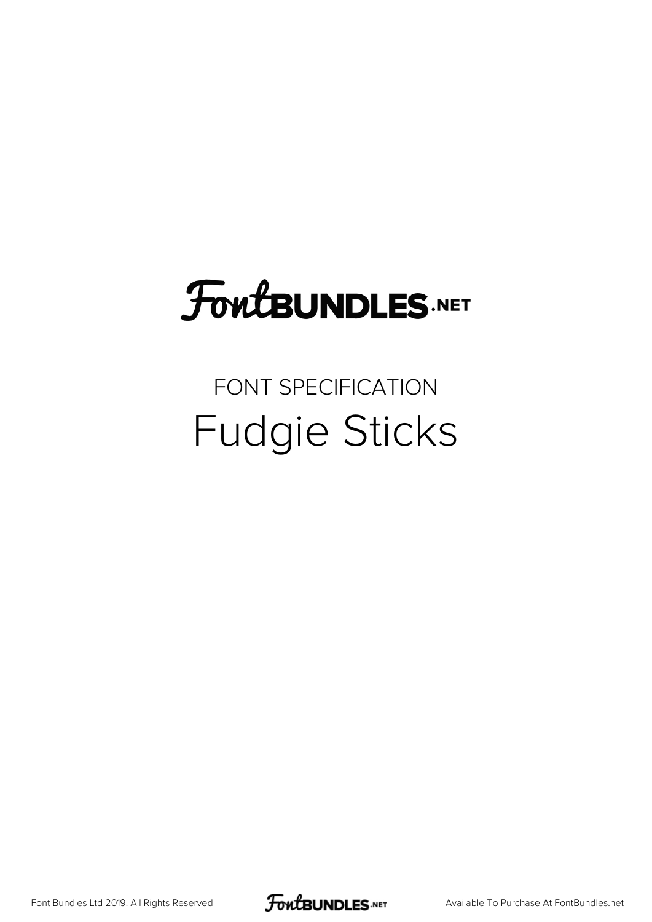# FontBUNDLES.NET

FONT SPECIFICATION

## Fudgie Sticks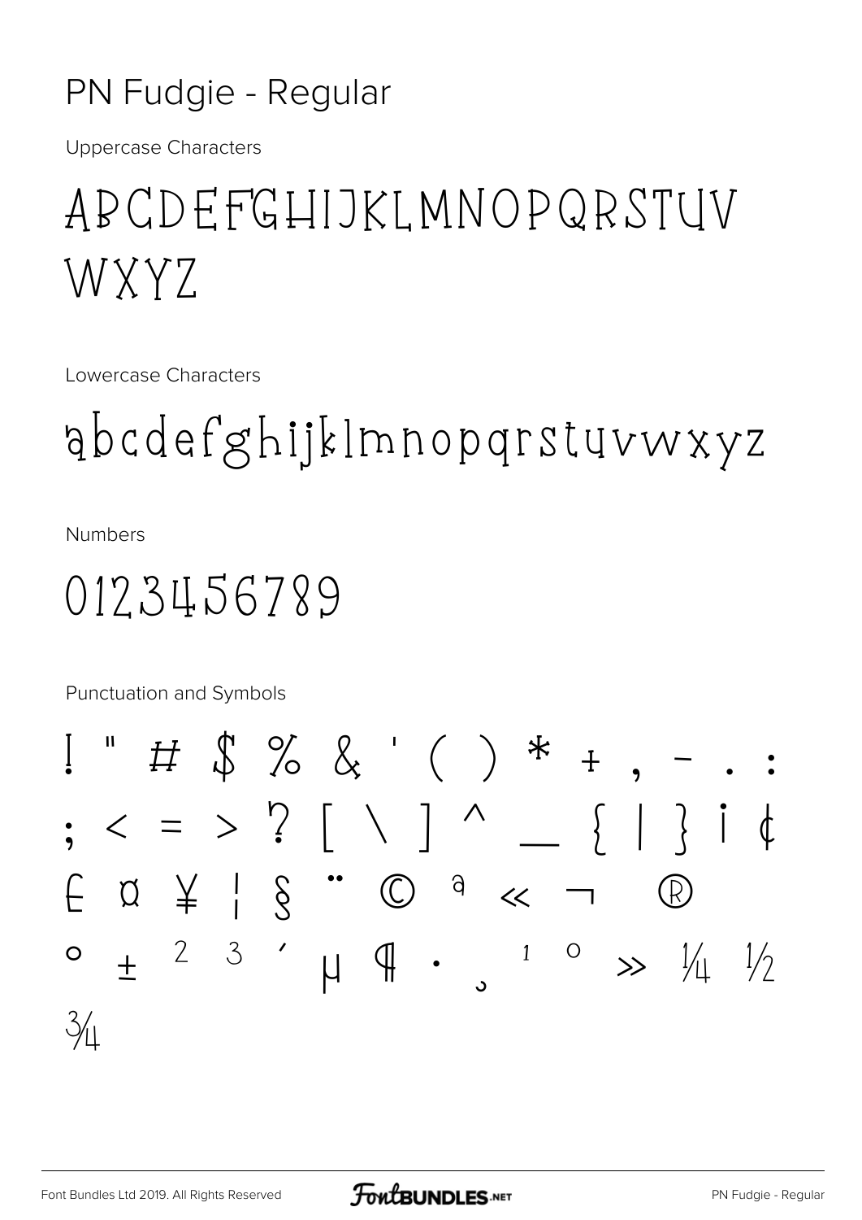# PN Fudgie - Regular

Uppercase Characters

ABCDEFGHIJKLMNOPQRSTUV
WXYZ

Lowercase Characters

abcdefghijklmnopqrstuvwxyz

Numbers

0123456789

Punctuation and Symbols

! " # $ % & ' ( ) * + , - . :
; < = > ? [ \ ] ^ _ { | } ¡ ¢
£ ¤ ¥ ¦ § ¨ © ª « ¬ ®
° ± ² ³ ´ µ ¶ · ¸ ¹ º » ¼ ½
¾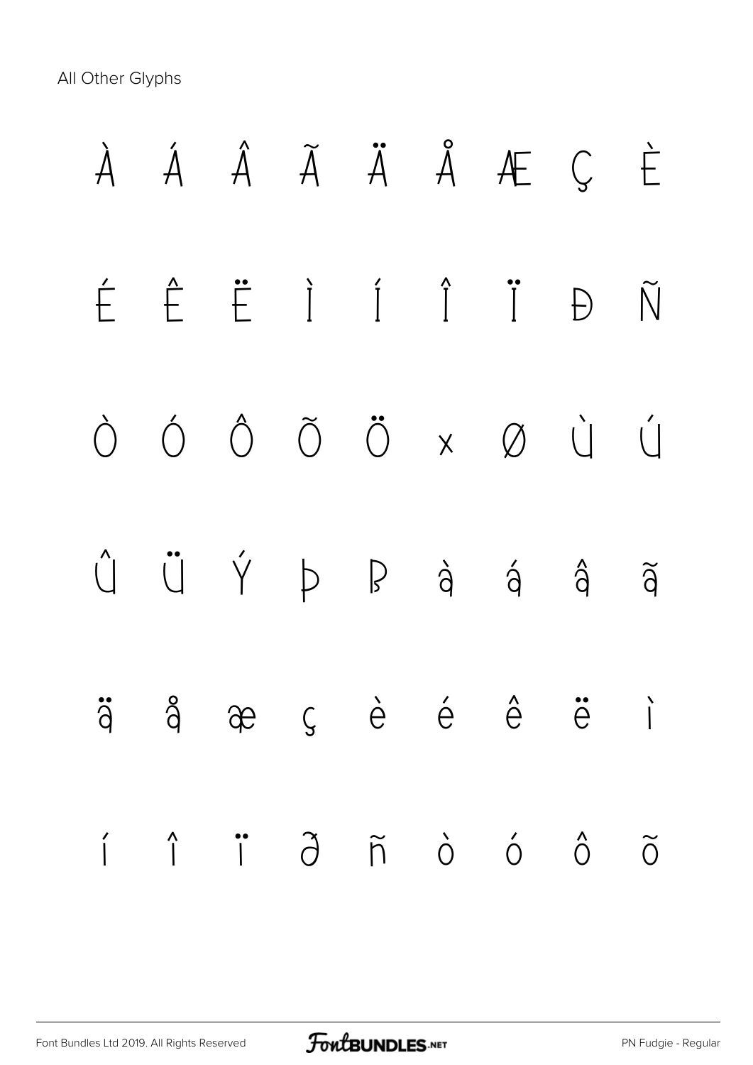All Other Glyphs

À Á Â Ã Ä Å Æ Ç È

É Ê Ë Ì Í Î Ï Ð Ñ

Ò Ó Ô Õ Ö × Ø Ù Ú

Û Ü Ý Þ ß à á â ã

ä å æ ç è é ê ë ì

í î ï ð ñ ò ó ô õ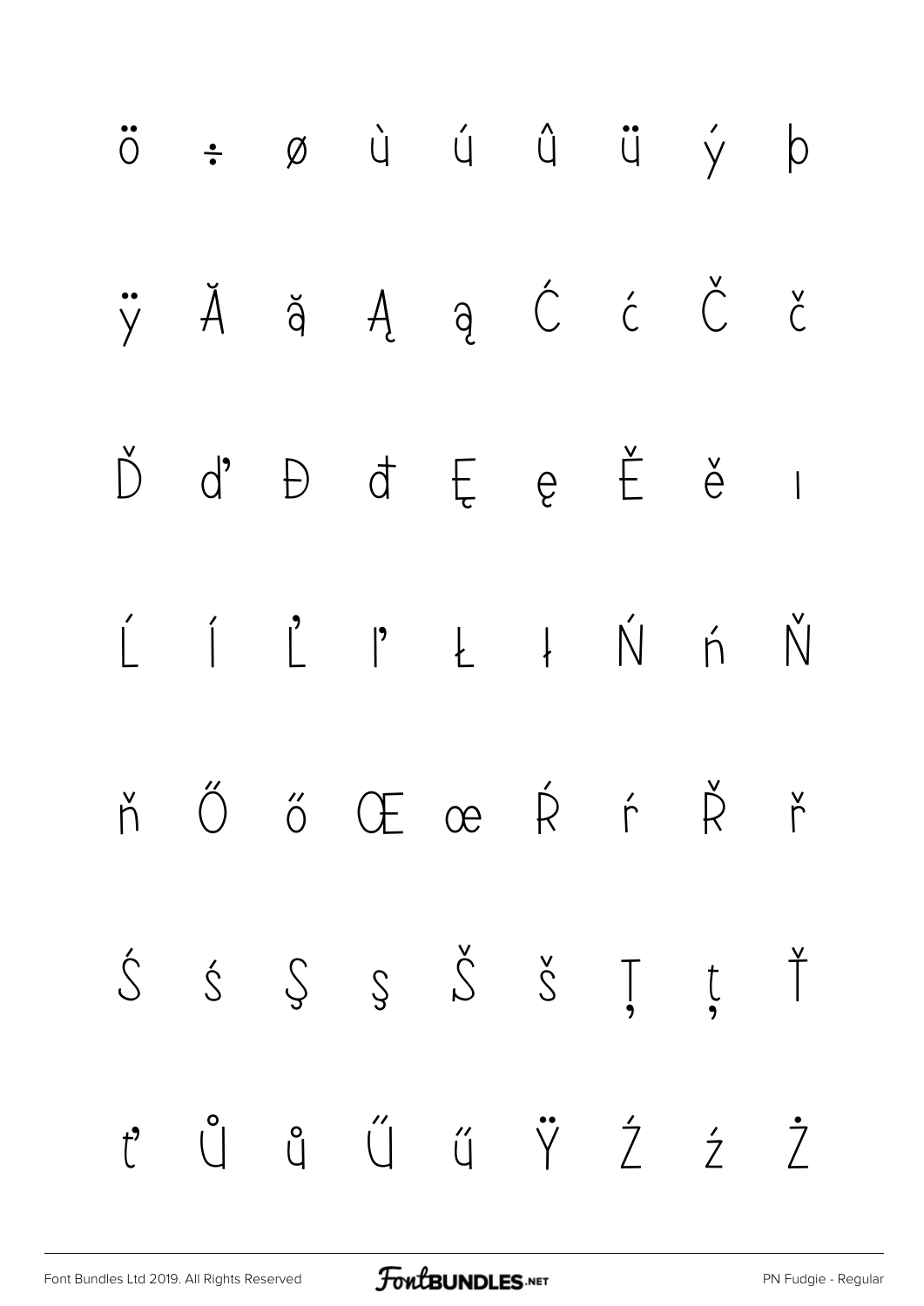ö ÷ ø ù ú û ü ý þ

ÿ Ă ă Ą ą Ć ć Č č

Ď ď Đ đ Ę ę Ě ě ı

Ĺ ĺ Ľ ľ Ł ł Ń ń Ň

ň Ő ő Œ œ Ŕ ŕ Ř ř

Ś ś Ş ş Š š Ţ ţ Ť

ť Ů ů Ű ű Ÿ Ź ź Ż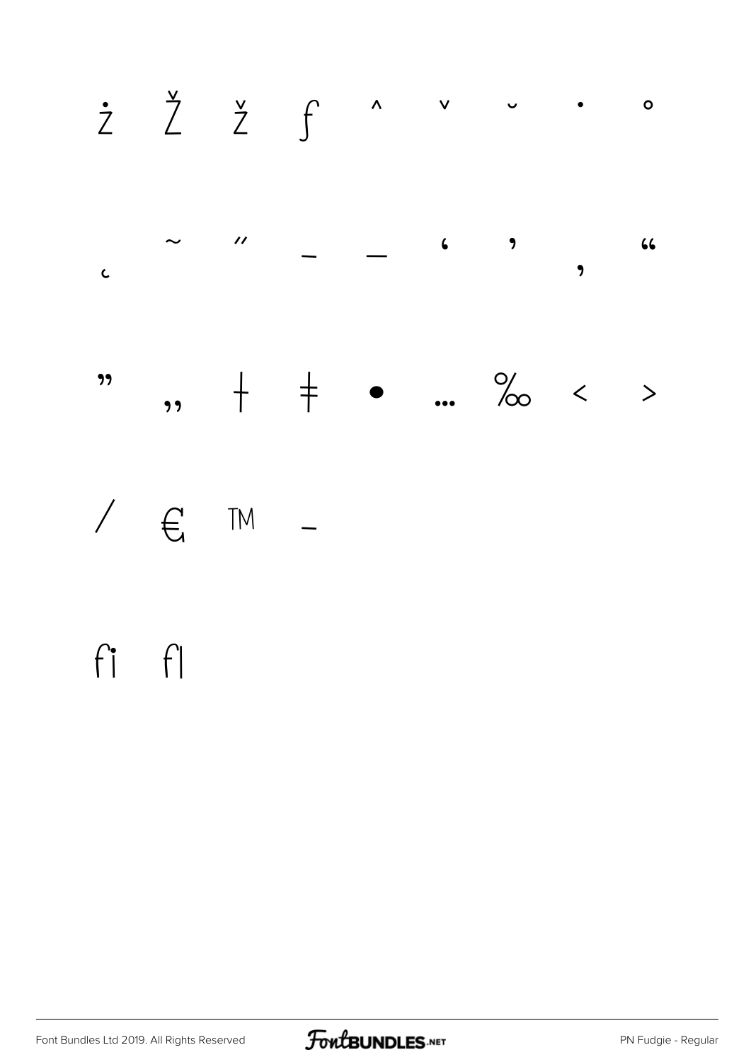ż Ž ž ƒ ˆ ˇ ˘ ˙ ˚

¸ ˜ ˝ – — ' ' ‚ "

" „ † ‡ • … ‰ ‹ ›

⁄ € ™ −

ﬁ ﬂ